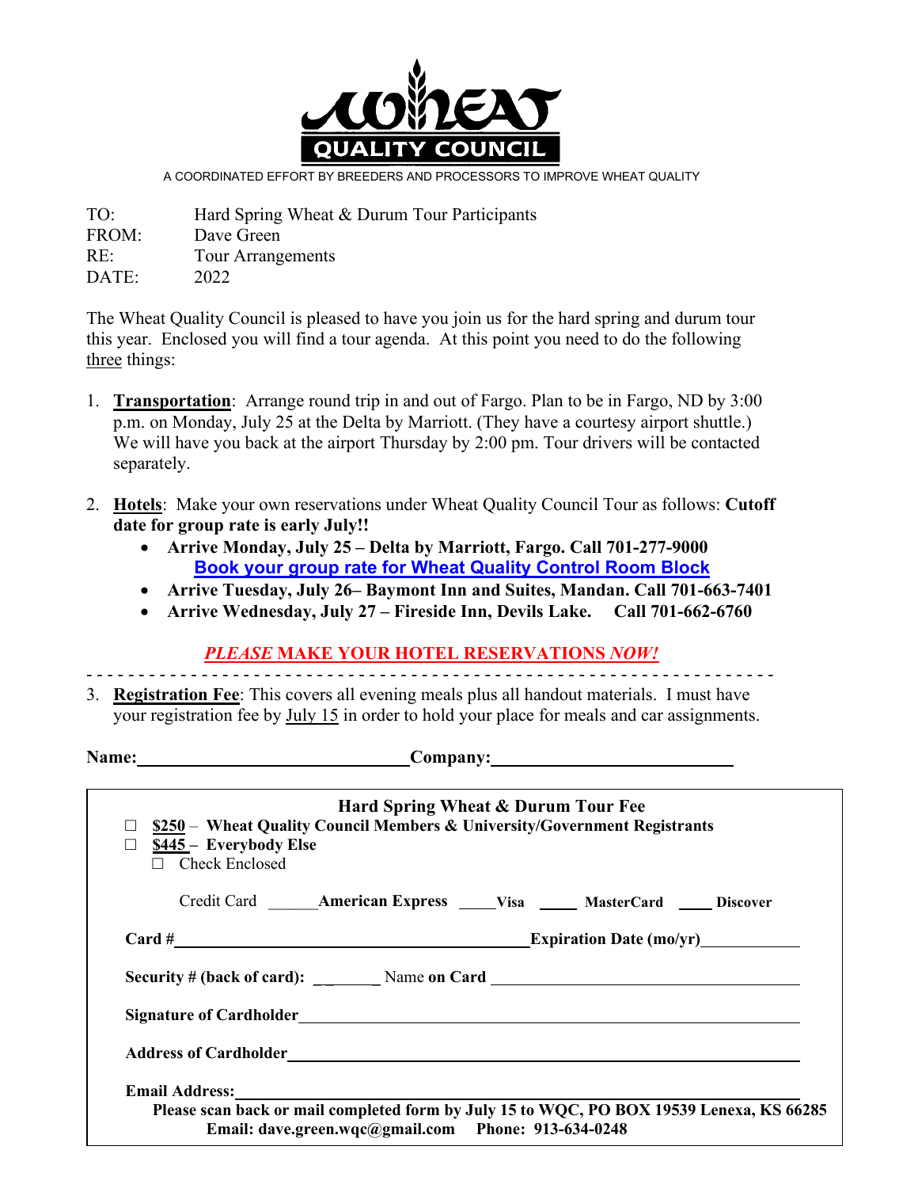# WHEAT QUALITY COUNCIL

A COORDINATED EFFORT BY BREEDERS AND PROCESSORS TO IMPROVE WHEAT QUALITY

TO: Hard Spring Wheat & Durum Tour Participants
FROM: Dave Green
RE: Tour Arrangements
DATE: 2022

The Wheat Quality Council is pleased to have you join us for the hard spring and durum tour this year. Enclosed you will find a tour agenda. At this point you need to do the following three things:

1. **Transportation**: Arrange round trip in and out of Fargo. Plan to be in Fargo, ND by 3:00 p.m. on Monday, July 25 at the Delta by Marriott. (They have a courtesy airport shuttle.) We will have you back at the airport Thursday by 2:00 pm. Tour drivers will be contacted separately.

2. **Hotels**: Make your own reservations under Wheat Quality Council Tour as follows: **Cutoff date for group rate is early July!!**
   - **Arrive Monday, July 25 – Delta by Marriott, Fargo. Call 701-277-9000**
     **Book your group rate for Wheat Quality Control Room Block**
   - **Arrive Tuesday, July 26– Baymont Inn and Suites, Mandan. Call 701-663-7401**
   - **Arrive Wednesday, July 27 – Fireside Inn, Devils Lake. Call 701-662-6760**

***PLEASE* MAKE YOUR HOTEL RESERVATIONS *NOW!***

- - - - - - - - - - - - - - - - - - - - - - - - - - - - - - - - - - - - - - - - - - - - - - - - - - - - - - - - - - - - - - - - - -

3. **Registration Fee**: This covers all evening meals plus all handout materials. I must have your registration fee by July 15 in order to hold your place for meals and car assignments.

**Name:**______________________________ **Company:**___________________________

**Hard Spring Wheat & Durum Tour Fee**

☐ **$250 – Wheat Quality Council Members & University/Government Registrants**
☐ **$445 – Everybody Else**
☐ Check Enclosed

Credit Card ______**American Express** _____**Visa** _____ **MasterCard** ____ **Discover**

**Card #**___________________________________________ **Expiration Date (mo/yr)**___________

**Security # (back of card):** ________ Name **on Card** ____________________________________

**Signature of Cardholder**________________________________________________________

**Address of Cardholder**_________________________________________________________

**Email Address:**_______________________________________________________________

**Please scan back or mail completed form by July 15 to WQC, PO BOX 19539 Lenexa, KS 66285**
**Email: dave.green.wqc@gmail.com Phone: 913-634-0248**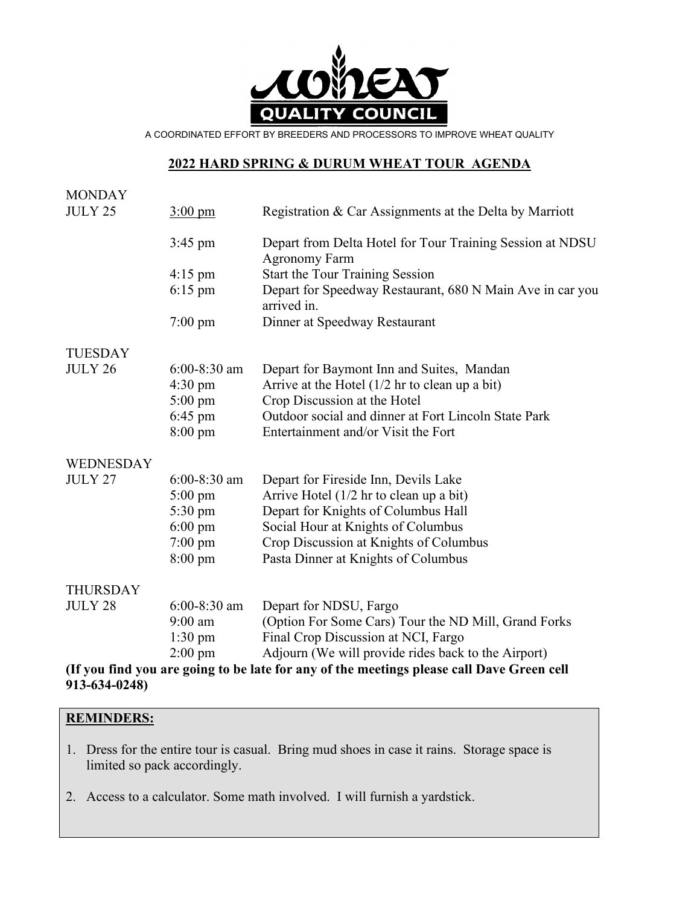WHEAT QUALITY COUNCIL

A COORDINATED EFFORT BY BREEDERS AND PROCESSORS TO IMPROVE WHEAT QUALITY

## 2022 HARD SPRING & DURUM WHEAT TOUR AGENDA

| | | |
|---|---|---|
| MONDAY JULY 25 | 3:00 pm | Registration & Car Assignments at the Delta by Marriott |
| | 3:45 pm | Depart from Delta Hotel for Tour Training Session at NDSU Agronomy Farm |
| | 4:15 pm | Start the Tour Training Session |
| | 6:15 pm | Depart for Speedway Restaurant, 680 N Main Ave in car you arrived in. |
| | 7:00 pm | Dinner at Speedway Restaurant |
| TUESDAY JULY 26 | 6:00-8:30 am | Depart for Baymont Inn and Suites, Mandan |
| | 4:30 pm | Arrive at the Hotel (1/2 hr to clean up a bit) |
| | 5:00 pm | Crop Discussion at the Hotel |
| | 6:45 pm | Outdoor social and dinner at Fort Lincoln State Park |
| | 8:00 pm | Entertainment and/or Visit the Fort |
| WEDNESDAY JULY 27 | 6:00-8:30 am | Depart for Fireside Inn, Devils Lake |
| | 5:00 pm | Arrive Hotel (1/2 hr to clean up a bit) |
| | 5:30 pm | Depart for Knights of Columbus Hall |
| | 6:00 pm | Social Hour at Knights of Columbus |
| | 7:00 pm | Crop Discussion at Knights of Columbus |
| | 8:00 pm | Pasta Dinner at Knights of Columbus |
| THURSDAY JULY 28 | 6:00-8:30 am | Depart for NDSU, Fargo |
| | 9:00 am | (Option For Some Cars) Tour the ND Mill, Grand Forks |
| | 1:30 pm | Final Crop Discussion at NCI, Fargo |
| | 2:00 pm | Adjourn (We will provide rides back to the Airport) |

**(If you find you are going to be late for any of the meetings please call Dave Green cell 913-634-0248)**

**REMINDERS:**

1. Dress for the entire tour is casual. Bring mud shoes in case it rains. Storage space is limited so pack accordingly.

2. Access to a calculator. Some math involved. I will furnish a yardstick.